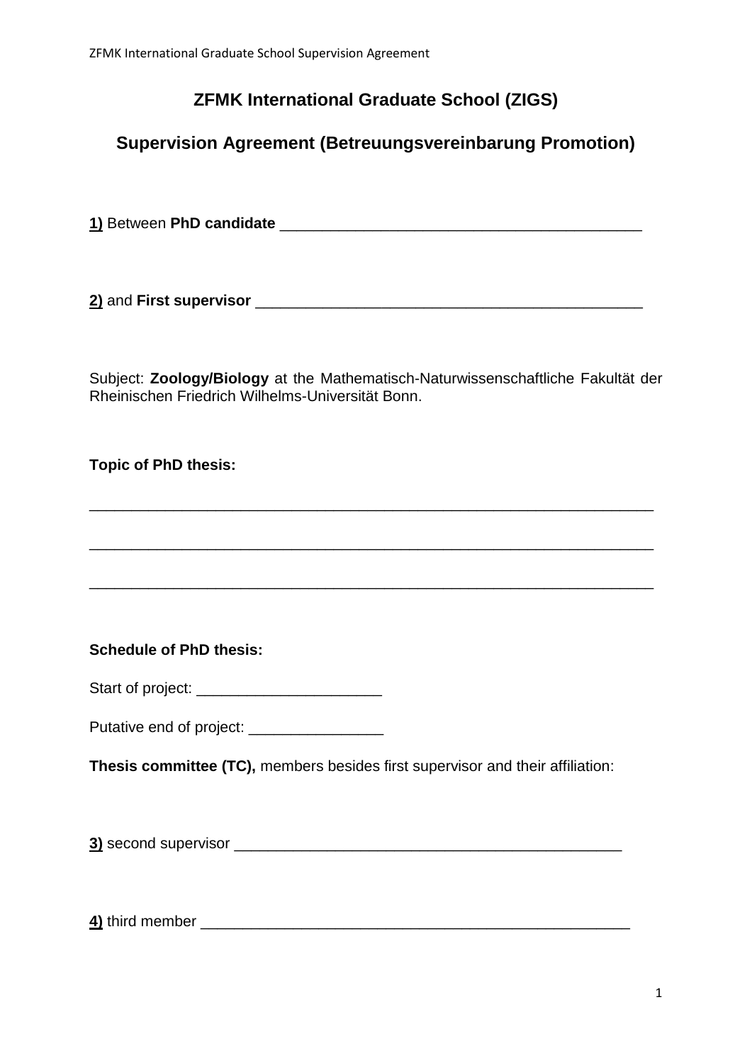## ZFMK International Graduate School (ZIGS)

## Supervision Agreement (Betreuungsvereinbarung Promotion)

**1)** Between **PhD candidate** ___________________________________________

**2)** and **First supervisor** ______________________________________________

Subject: **Zoology/Biology** at the Mathematisch-Naturwissenschaftliche Fakultät der Rheinischen Friedrich Wilhelms-Universität Bonn.

**Topic of PhD thesis:**

____________________________________________________________________

____________________________________________________________________

____________________________________________________________________

**Schedule of PhD thesis:**

Start of project: ______________________

Putative end of project: ________________

**Thesis committee (TC),** members besides first supervisor and their affiliation:

**3)** second supervisor _______________________________________________

**4)** third member ____________________________________________________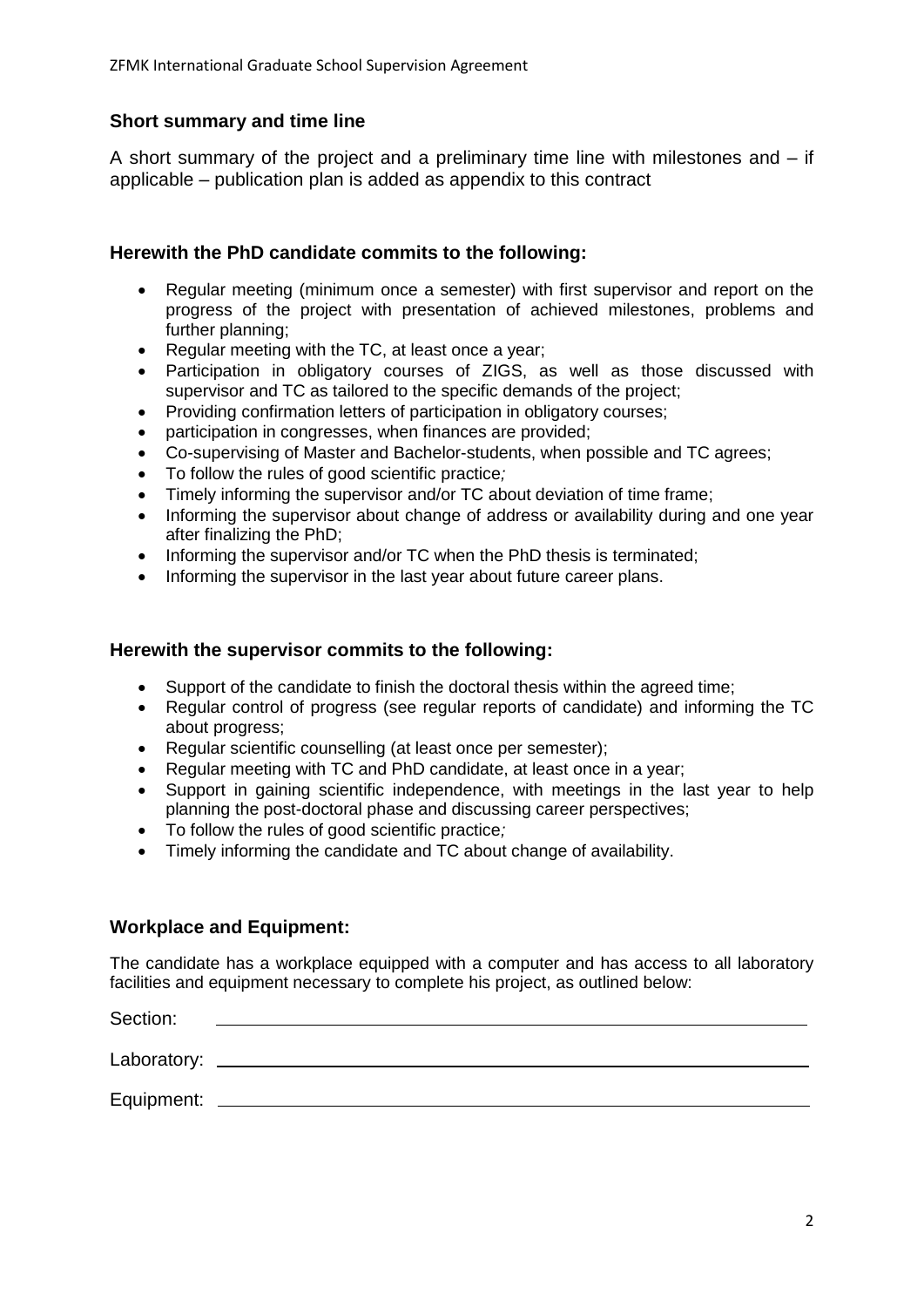### Short summary and time line

A short summary of the project and a preliminary time line with milestones and – if applicable – publication plan is added as appendix to this contract

### Herewith the PhD candidate commits to the following:

- Regular meeting (minimum once a semester) with first supervisor and report on the progress of the project with presentation of achieved milestones, problems and further planning;
- Regular meeting with the TC, at least once a year;
- Participation in obligatory courses of ZIGS, as well as those discussed with supervisor and TC as tailored to the specific demands of the project;
- Providing confirmation letters of participation in obligatory courses;
- participation in congresses, when finances are provided;
- Co-supervising of Master and Bachelor-students, when possible and TC agrees;
- To follow the rules of good scientific practice;
- Timely informing the supervisor and/or TC about deviation of time frame;
- Informing the supervisor about change of address or availability during and one year after finalizing the PhD;
- Informing the supervisor and/or TC when the PhD thesis is terminated;
- Informing the supervisor in the last year about future career plans.

### Herewith the supervisor commits to the following:

- Support of the candidate to finish the doctoral thesis within the agreed time;
- Regular control of progress (see regular reports of candidate) and informing the TC about progress;
- Regular scientific counselling (at least once per semester);
- Regular meeting with TC and PhD candidate, at least once in a year;
- Support in gaining scientific independence, with meetings in the last year to help planning the post-doctoral phase and discussing career perspectives;
- To follow the rules of good scientific practice;
- Timely informing the candidate and TC about change of availability.

### Workplace and Equipment:

The candidate has a workplace equipped with a computer and has access to all laboratory facilities and equipment necessary to complete his project, as outlined below:

Section: ______________________________

Laboratory: ______________________________

Equipment: ______________________________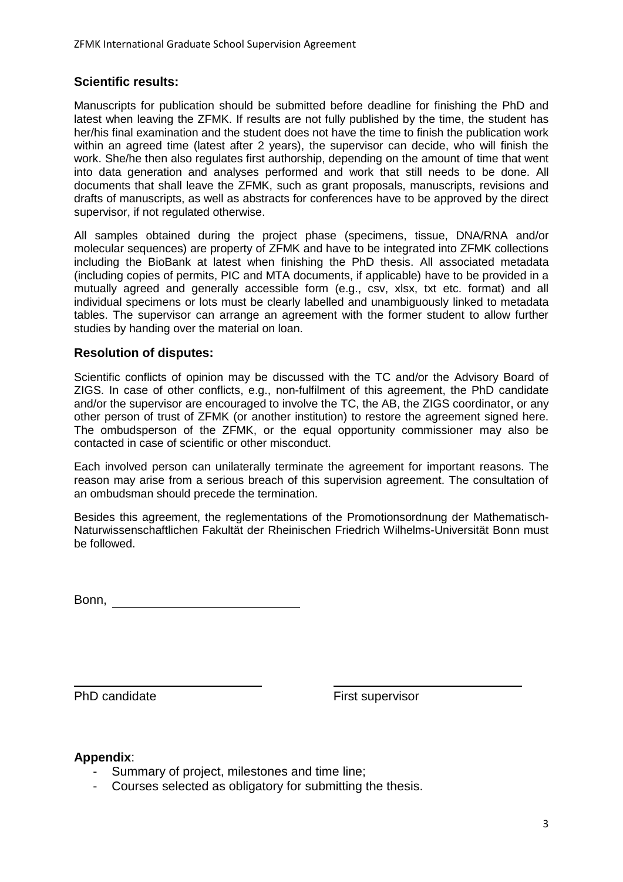## Scientific results:

Manuscripts for publication should be submitted before deadline for finishing the PhD and latest when leaving the ZFMK. If results are not fully published by the time, the student has her/his final examination and the student does not have the time to finish the publication work within an agreed time (latest after 2 years), the supervisor can decide, who will finish the work. She/he then also regulates first authorship, depending on the amount of time that went into data generation and analyses performed and work that still needs to be done. All documents that shall leave the ZFMK, such as grant proposals, manuscripts, revisions and drafts of manuscripts, as well as abstracts for conferences have to be approved by the direct supervisor, if not regulated otherwise.

All samples obtained during the project phase (specimens, tissue, DNA/RNA and/or molecular sequences) are property of ZFMK and have to be integrated into ZFMK collections including the BioBank at latest when finishing the PhD thesis. All associated metadata (including copies of permits, PIC and MTA documents, if applicable) have to be provided in a mutually agreed and generally accessible form (e.g., csv, xlsx, txt etc. format) and all individual specimens or lots must be clearly labelled and unambiguously linked to metadata tables. The supervisor can arrange an agreement with the former student to allow further studies by handing over the material on loan.

## Resolution of disputes:

Scientific conflicts of opinion may be discussed with the TC and/or the Advisory Board of ZIGS. In case of other conflicts, e.g., non-fulfilment of this agreement, the PhD candidate and/or the supervisor are encouraged to involve the TC, the AB, the ZIGS coordinator, or any other person of trust of ZFMK (or another institution) to restore the agreement signed here. The ombudsperson of the ZFMK, or the equal opportunity commissioner may also be contacted in case of scientific or other misconduct.

Each involved person can unilaterally terminate the agreement for important reasons. The reason may arise from a serious breach of this supervision agreement. The consultation of an ombudsman should precede the termination.

Besides this agreement, the reglementations of the Promotionsordnung der Mathematisch-Naturwissenschaftlichen Fakultät der Rheinischen Friedrich Wilhelms-Universität Bonn must be followed.

Bonn, ____________________________

____________________________ ____________________________

PhD candidate First supervisor

**Appendix**:

- Summary of project, milestones and time line;
- Courses selected as obligatory for submitting the thesis.